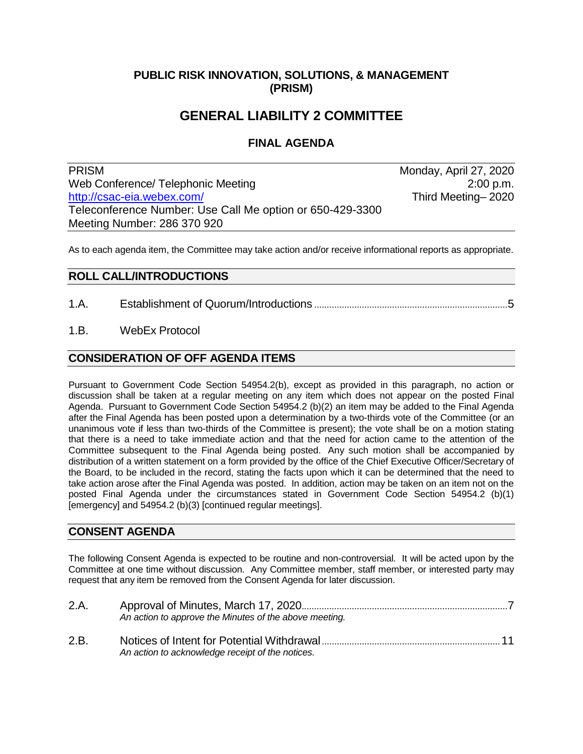**PUBLIC RISK INNOVATION, SOLUTIONS, & MANAGEMENT (PRISM)**

# GENERAL LIABILITY 2 COMMITTEE

## FINAL AGENDA

| | |
|---|---|
| PRISM | Monday, April 27, 2020 |
| Web Conference/ Telephonic Meeting | 2:00 p.m. |
| http://csac-eia.webex.com/ | Third Meeting– 2020 |
| Teleconference Number: Use Call Me option or 650-429-3300 | |
| Meeting Number: 286 370 920 | |

As to each agenda item, the Committee may take action and/or receive informational reports as appropriate.

## ROLL CALL/INTRODUCTIONS

1.A. Establishment of Quorum/Introductions ........................................ 5

1.B. WebEx Protocol

## CONSIDERATION OF OFF AGENDA ITEMS

Pursuant to Government Code Section 54954.2(b), except as provided in this paragraph, no action or discussion shall be taken at a regular meeting on any item which does not appear on the posted Final Agenda. Pursuant to Government Code Section 54954.2 (b)(2) an item may be added to the Final Agenda after the Final Agenda has been posted upon a determination by a two-thirds vote of the Committee (or an unanimous vote if less than two-thirds of the Committee is present); the vote shall be on a motion stating that there is a need to take immediate action and that the need for action came to the attention of the Committee subsequent to the Final Agenda being posted. Any such motion shall be accompanied by distribution of a written statement on a form provided by the office of the Chief Executive Officer/Secretary of the Board, to be included in the record, stating the facts upon which it can be determined that the need to take action arose after the Final Agenda was posted. In addition, action may be taken on an item not on the posted Final Agenda under the circumstances stated in Government Code Section 54954.2 (b)(1) [emergency] and 54954.2 (b)(3) [continued regular meetings].

## CONSENT AGENDA

The following Consent Agenda is expected to be routine and non-controversial. It will be acted upon by the Committee at one time without discussion. Any Committee member, staff member, or interested party may request that any item be removed from the Consent Agenda for later discussion.

2.A. Approval of Minutes, March 17, 2020 ........................................ 7
*An action to approve the Minutes of the above meeting.*

2.B. Notices of Intent for Potential Withdrawal ........................................ 11
*An action to acknowledge receipt of the notices.*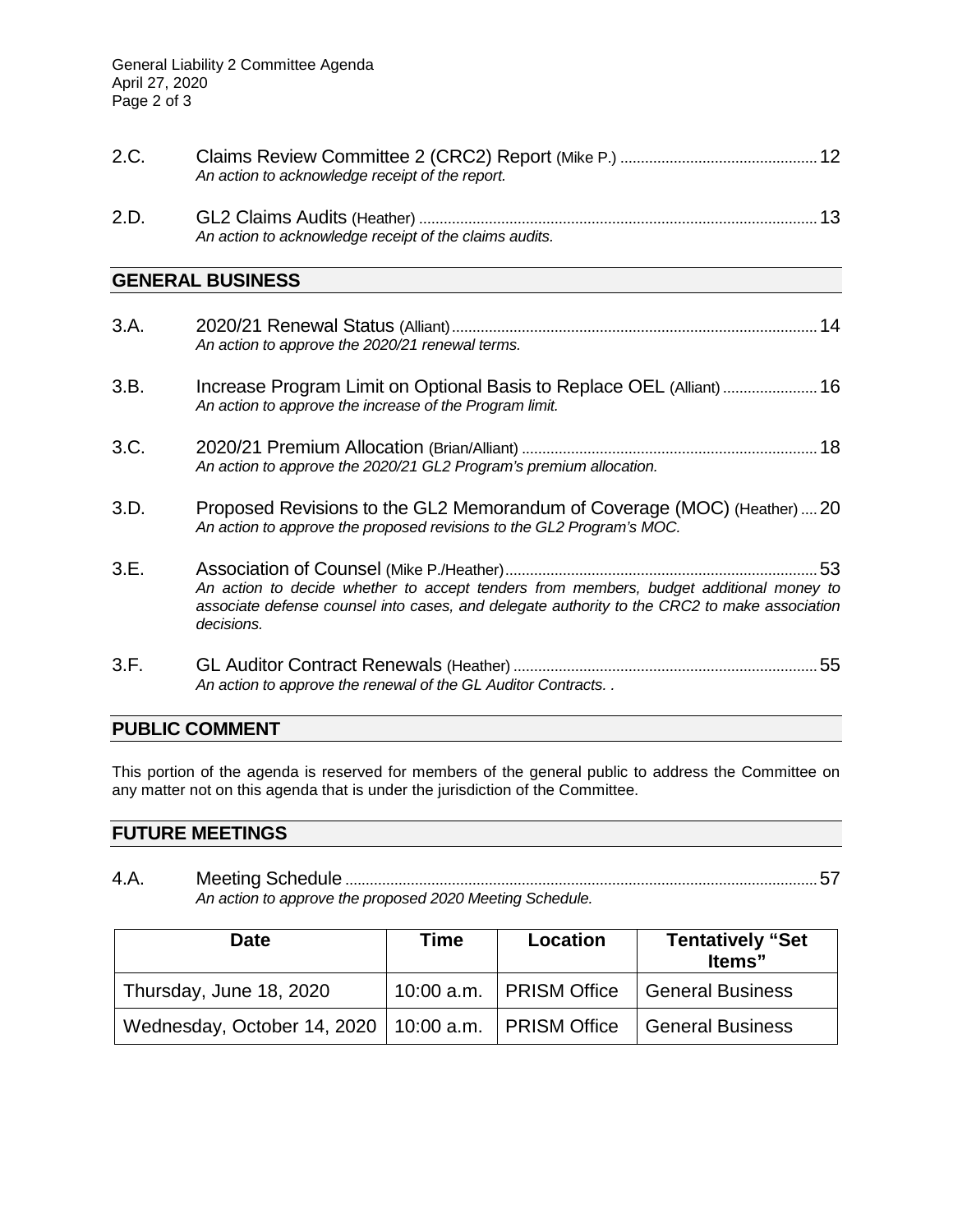2.C. Claims Review Committee 2 (CRC2) Report (Mike P.) .......... 12
*An action to acknowledge receipt of the report.*

2.D. GL2 Claims Audits (Heather) .......... 13
*An action to acknowledge receipt of the claims audits.*

## GENERAL BUSINESS

3.A. 2020/21 Renewal Status (Alliant) .......... 14
*An action to approve the 2020/21 renewal terms.*

3.B. Increase Program Limit on Optional Basis to Replace OEL (Alliant) .......... 16
*An action to approve the increase of the Program limit.*

3.C. 2020/21 Premium Allocation (Brian/Alliant) .......... 18
*An action to approve the 2020/21 GL2 Program's premium allocation.*

3.D. Proposed Revisions to the GL2 Memorandum of Coverage (MOC) (Heather) .......... 20
*An action to approve the proposed revisions to the GL2 Program's MOC.*

3.E. Association of Counsel (Mike P./Heather) .......... 53
*An action to decide whether to accept tenders from members, budget additional money to associate defense counsel into cases, and delegate authority to the CRC2 to make association decisions.*

3.F. GL Auditor Contract Renewals (Heather) .......... 55
*An action to approve the renewal of the GL Auditor Contracts. .*

## PUBLIC COMMENT

This portion of the agenda is reserved for members of the general public to address the Committee on any matter not on this agenda that is under the jurisdiction of the Committee.

## FUTURE MEETINGS

4.A. Meeting Schedule .......... 57
*An action to approve the proposed 2020 Meeting Schedule.*

| Date | Time | Location | Tentatively "Set Items" |
|---|---|---|---|
| Thursday, June 18, 2020 | 10:00 a.m. | PRISM Office | General Business |
| Wednesday, October 14, 2020 | 10:00 a.m. | PRISM Office | General Business |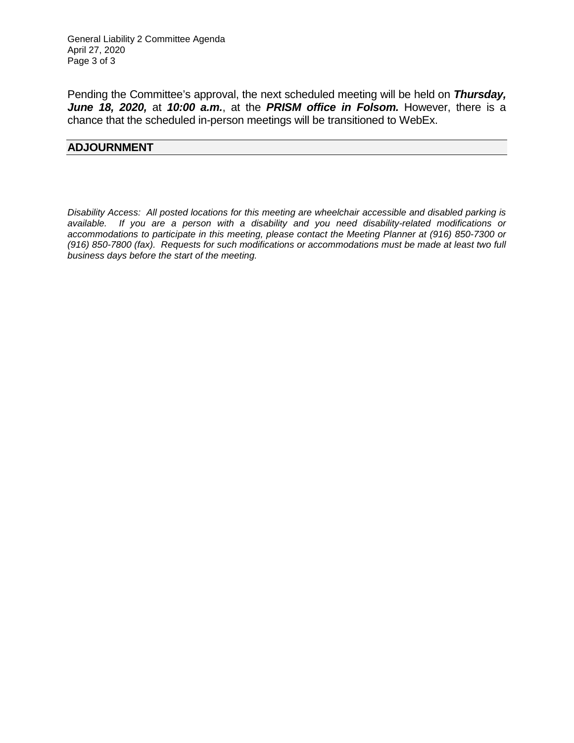Pending the Committee's approval, the next scheduled meeting will be held on ***Thursday, June 18, 2020,*** at ***10:00 a.m.***, at the ***PRISM office in Folsom.*** However, there is a chance that the scheduled in-person meetings will be transitioned to WebEx.

## ADJOURNMENT

*Disability Access: All posted locations for this meeting are wheelchair accessible and disabled parking is available. If you are a person with a disability and you need disability-related modifications or accommodations to participate in this meeting, please contact the Meeting Planner at (916) 850-7300 or (916) 850-7800 (fax). Requests for such modifications or accommodations must be made at least two full business days before the start of the meeting.*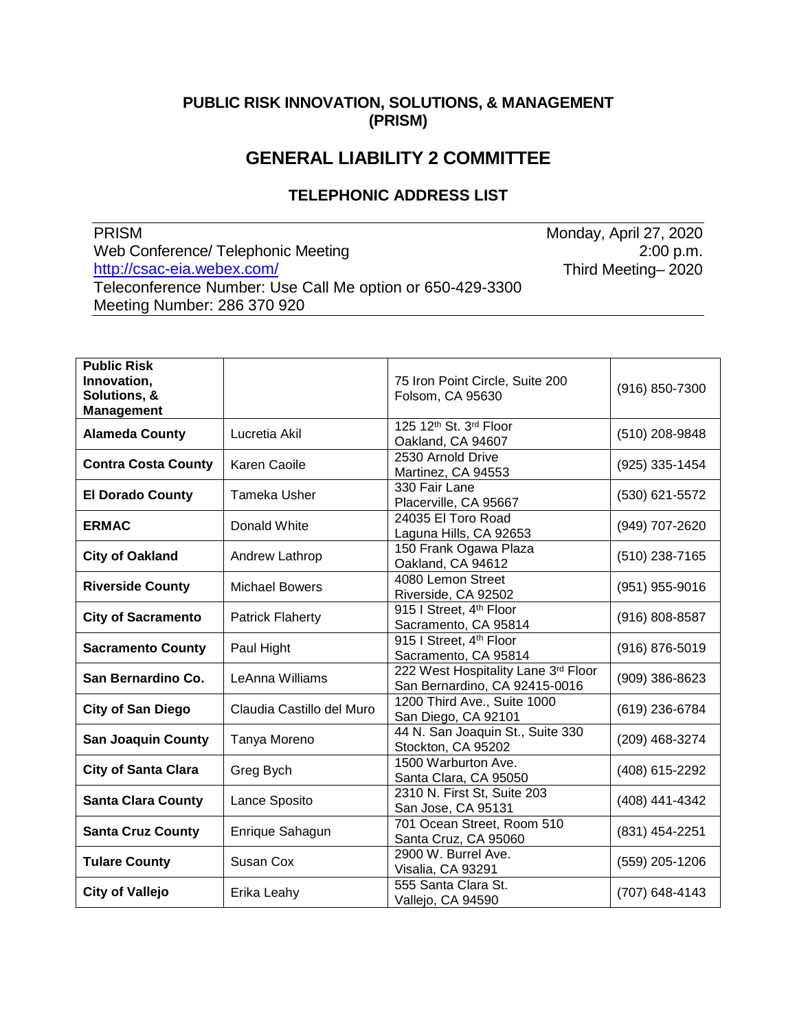**PUBLIC RISK INNOVATION, SOLUTIONS, & MANAGEMENT (PRISM)**

## GENERAL LIABILITY 2 COMMITTEE

### TELEPHONIC ADDRESS LIST

PRISM
Web Conference/ Telephonic Meeting
http://csac-eia.webex.com/
Teleconference Number: Use Call Me option or 650-429-3300
Meeting Number: 286 370 920

Monday, April 27, 2020
2:00 p.m.
Third Meeting– 2020

| | | | |
|---|---|---|---|
| **Public Risk Innovation, Solutions, & Management** | | 75 Iron Point Circle, Suite 200<br>Folsom, CA 95630 | (916) 850-7300 |
| **Alameda County** | Lucretia Akil | 125 12th St. 3rd Floor<br>Oakland, CA 94607 | (510) 208-9848 |
| **Contra Costa County** | Karen Caoile | 2530 Arnold Drive<br>Martinez, CA 94553 | (925) 335-1454 |
| **El Dorado County** | Tameka Usher | 330 Fair Lane<br>Placerville, CA 95667 | (530) 621-5572 |
| **ERMAC** | Donald White | 24035 El Toro Road<br>Laguna Hills, CA 92653 | (949) 707-2620 |
| **City of Oakland** | Andrew Lathrop | 150 Frank Ogawa Plaza<br>Oakland, CA 94612 | (510) 238-7165 |
| **Riverside County** | Michael Bowers | 4080 Lemon Street<br>Riverside, CA 92502 | (951) 955-9016 |
| **City of Sacramento** | Patrick Flaherty | 915 I Street, 4th Floor<br>Sacramento, CA 95814 | (916) 808-8587 |
| **Sacramento County** | Paul Hight | 915 I Street, 4th Floor<br>Sacramento, CA 95814 | (916) 876-5019 |
| **San Bernardino Co.** | LeAnna Williams | 222 West Hospitality Lane 3rd Floor<br>San Bernardino, CA 92415-0016 | (909) 386-8623 |
| **City of San Diego** | Claudia Castillo del Muro | 1200 Third Ave., Suite 1000<br>San Diego, CA 92101 | (619) 236-6784 |
| **San Joaquin County** | Tanya Moreno | 44 N. San Joaquin St., Suite 330<br>Stockton, CA 95202 | (209) 468-3274 |
| **City of Santa Clara** | Greg Bych | 1500 Warburton Ave.<br>Santa Clara, CA 95050 | (408) 615-2292 |
| **Santa Clara County** | Lance Sposito | 2310 N. First St, Suite 203<br>San Jose, CA 95131 | (408) 441-4342 |
| **Santa Cruz County** | Enrique Sahagun | 701 Ocean Street, Room 510<br>Santa Cruz, CA 95060 | (831) 454-2251 |
| **Tulare County** | Susan Cox | 2900 W. Burrel Ave.<br>Visalia, CA 93291 | (559) 205-1206 |
| **City of Vallejo** | Erika Leahy | 555 Santa Clara St.<br>Vallejo, CA 94590 | (707) 648-4143 |